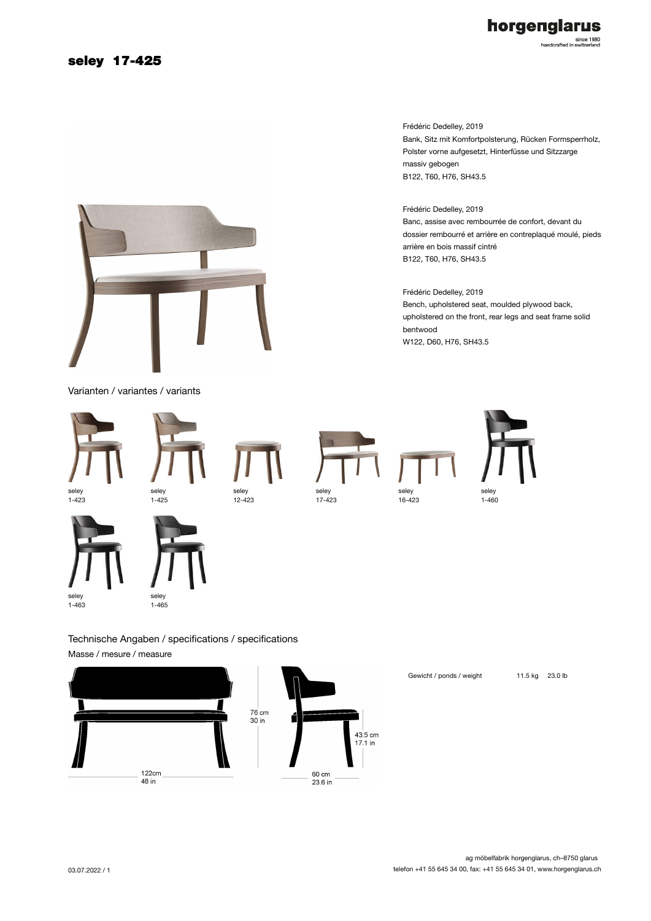# seley 17-425

Frédéric Dedelley, 2019
Bank, Sitz mit Komfortpolsterung, Rücken Formsperrholz, Polster vorne aufgesetzt, Hinterfüsse und Sitzzarge massiv gebogen
B122, T60, H76, SH43.5

Frédéric Dedelley, 2019
Banc, assise avec rembourrée de confort, devant du dossier rembourré et arrière en contreplaqué moulé, pieds arrière en bois massif cintré
B122, T60, H76, SH43.5

Frédéric Dedelley, 2019
Bench, upholstered seat, moulded plywood back, upholstered on the front, rear legs and seat frame solid bentwood
W122, D60, H76, SH43.5

## Varianten / variantes / variants

seley 1-423

seley 1-425

seley 12-423

seley 17-423

seley 16-423

seley 1-460

seley 1-463

seley 1-465

## Technische Angaben / specifications / specifications

### Masse / mesure / measure

122cm
48 in

76 cm
30 in

43.5 cm
17.1 in

60 cm
23.6 in

Gewicht / ponds / weight 11.5 kg 23.0 lb

ag möbelfabrik horgenglarus, ch–8750 glarus
telefon +41 55 645 34 00, fax: +41 55 645 34 01, www.horgenglarus.ch

03.07.2022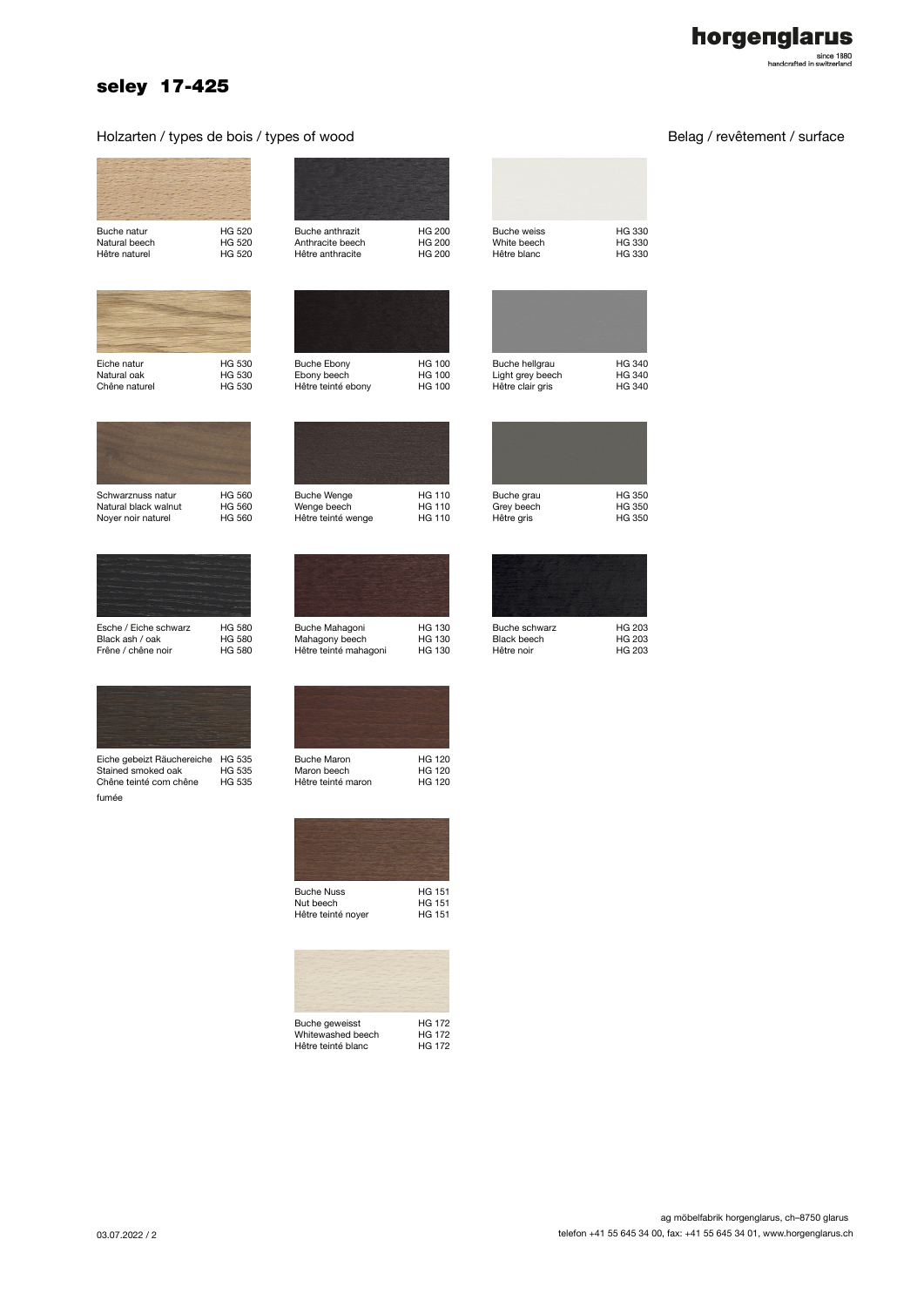## seley 17-425

### Holzarten / types de bois / types of wood

Buche natur HG 520
Natural beech HG 520
Hêtre naturel HG 520

Buche anthrazit HG 200
Anthracite beech HG 200
Hêtre anthracite HG 200

Buche weiss HG 330
White beech HG 330
Hêtre blanc HG 330

Eiche natur HG 530
Natural oak HG 530
Chêne naturel HG 530

Buche Ebony HG 100
Ebony beech HG 100
Hêtre teinté ebony HG 100

Buche hellgrau HG 340
Light grey beech HG 340
Hêtre clair gris HG 340

Schwarznuss natur HG 560
Natural black walnut HG 560
Noyer noir naturel HG 560

Buche Wenge HG 110
Wenge beech HG 110
Hêtre teinté wenge HG 110

Buche grau HG 350
Grey beech HG 350
Hêtre gris HG 350

Esche / Eiche schwarz HG 580
Black ash / oak HG 580
Frêne / chêne noir HG 580

Buche Mahagoni HG 130
Mahagony beech HG 130
Hêtre teinté mahagoni HG 130

Buche schwarz HG 203
Black beech HG 203
Hêtre noir HG 203

Eiche gebeizt Räuchereiche HG 535
Stained smoked oak HG 535
Chêne teinté com chêne fumée HG 535

Buche Maron HG 120
Maron beech HG 120
Hêtre teinté maron HG 120

Buche Nuss HG 151
Nut beech HG 151
Hêtre teinté noyer HG 151

Buche geweisst HG 172
Whitewashed beech HG 172
Hêtre teinté blanc HG 172

### Belag / revêtement / surface

03.07.2022 / 2

ag möbelfabrik horgenglarus, ch–8750 glarus
telefon +41 55 645 34 00, fax: +41 55 645 34 01, www.horgenglarus.ch